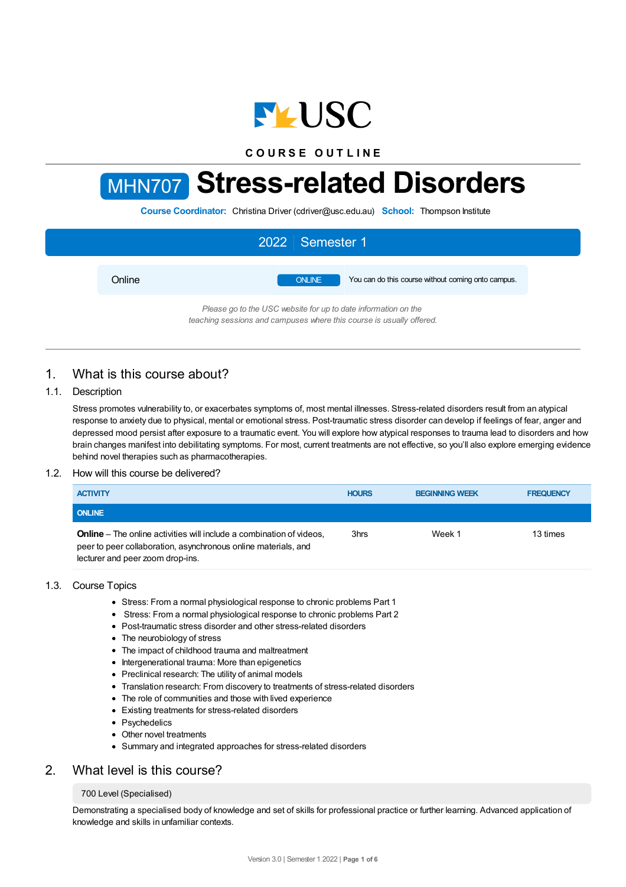COURSE OUTLINE

# MHN707 Stress-related Disorders

**Course Coordinator:** Christina Driver (cdriver@usc.edu.au) **School:** Thompson Institute

**2022 | Semester 1**

| Online | ONLINE | You can do this course without coming onto campus. |
|---|---|---|

*Please go to the USC website for up to date information on the teaching sessions and campuses where this course is usually offered.*

## 1. What is this course about?

### 1.1. Description

Stress promotes vulnerability to, or exacerbates symptoms of, most mental illnesses. Stress-related disorders result from an atypical response to anxiety due to physical, mental or emotional stress. Post-traumatic stress disorder can develop if feelings of fear, anger and depressed mood persist after exposure to a traumatic event. You will explore how atypical responses to trauma lead to disorders and how brain changes manifest into debilitating symptoms. For most, current treatments are not effective, so you'll also explore emerging evidence behind novel therapies such as pharmacotherapies.

### 1.2. How will this course be delivered?

| ACTIVITY | HOURS | BEGINNING WEEK | FREQUENCY |
|---|---|---|---|
| **ONLINE** | | | |
| **Online** – The online activities will include a combination of videos, peer to peer collaboration, asynchronous online materials, and lecturer and peer zoom drop-ins. | 3hrs | Week 1 | 13 times |

### 1.3. Course Topics

- Stress: From a normal physiological response to chronic problems Part 1
- Stress: From a normal physiological response to chronic problems Part 2
- Post-traumatic stress disorder and other stress-related disorders
- The neurobiology of stress
- The impact of childhood trauma and maltreatment
- Intergenerational trauma: More than epigenetics
- Preclinical research: The utility of animal models
- Translation research: From discovery to treatments of stress-related disorders
- The role of communities and those with lived experience
- Existing treatments for stress-related disorders
- Psychedelics
- Other novel treatments
- Summary and integrated approaches for stress-related disorders

## 2. What level is this course?

700 Level (Specialised)

Demonstrating a specialised body of knowledge and set of skills for professional practice or further learning. Advanced application of knowledge and skills in unfamiliar contexts.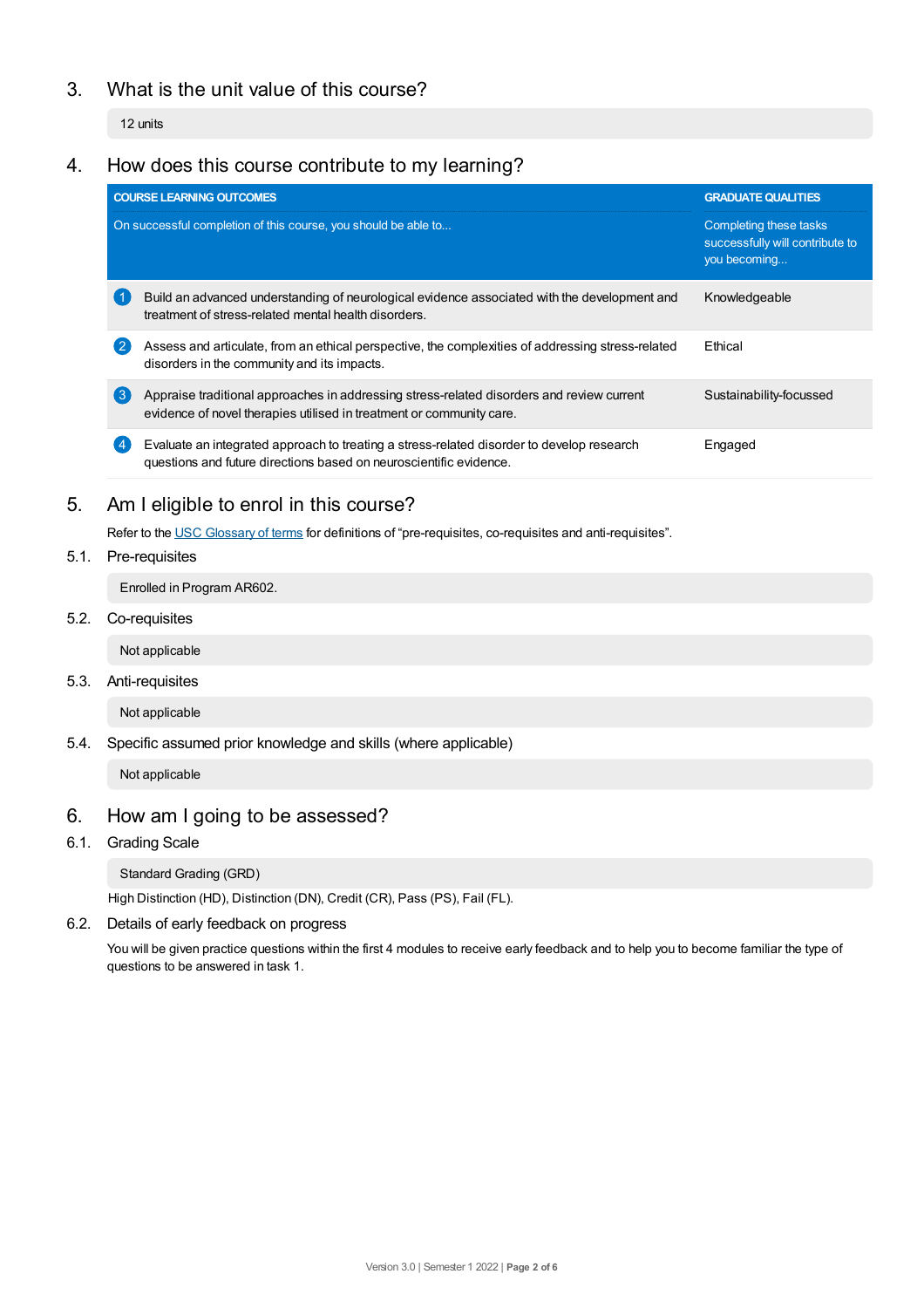## 3. What is the unit value of this course?

12 units

## 4. How does this course contribute to my learning?

| COURSE LEARNING OUTCOMES<br>On successful completion of this course, you should be able to... | GRADUATE QUALITIES<br>Completing these tasks successfully will contribute to you becoming... |
|---|---|
| 1 Build an advanced understanding of neurological evidence associated with the development and treatment of stress-related mental health disorders. | Knowledgeable |
| 2 Assess and articulate, from an ethical perspective, the complexities of addressing stress-related disorders in the community and its impacts. | Ethical |
| 3 Appraise traditional approaches in addressing stress-related disorders and review current evidence of novel therapies utilised in treatment or community care. | Sustainability-focussed |
| 4 Evaluate an integrated approach to treating a stress-related disorder to develop research questions and future directions based on neuroscientific evidence. | Engaged |

## 5. Am I eligible to enrol in this course?

Refer to the USC Glossary of terms for definitions of “pre-requisites, co-requisites and anti-requisites”.

### 5.1. Pre-requisites

Enrolled in Program AR602.

### 5.2. Co-requisites

Not applicable

### 5.3. Anti-requisites

Not applicable

### 5.4. Specific assumed prior knowledge and skills (where applicable)

Not applicable

## 6. How am I going to be assessed?

### 6.1. Grading Scale

Standard Grading (GRD)

High Distinction (HD), Distinction (DN), Credit (CR), Pass (PS), Fail (FL).

### 6.2. Details of early feedback on progress

You will be given practice questions within the first 4 modules to receive early feedback and to help you to become familiar the type of questions to be answered in task 1.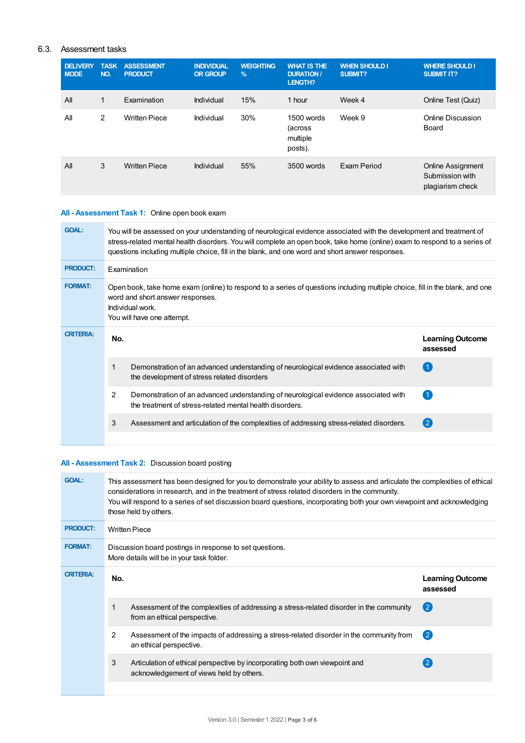## 6.3. Assessment tasks

| DELIVERY MODE | TASK NO. | ASSESSMENT PRODUCT | INDIVIDUAL OR GROUP | WEIGHTING % | WHAT IS THE DURATION / LENGTH? | WHEN SHOULD I SUBMIT? | WHERE SHOULD I SUBMIT IT? |
|---|---|---|---|---|---|---|---|
| All | 1 | Examination | Individual | 15% | 1 hour | Week 4 | Online Test (Quiz) |
| All | 2 | Written Piece | Individual | 30% | 1500 words (across multiple posts). | Week 9 | Online Discussion Board |
| All | 3 | Written Piece | Individual | 55% | 3500 words | Exam Period | Online Assignment Submission with plagiarism check |

### All - Assessment Task 1: Online open book exam

**GOAL:** You will be assessed on your understanding of neurological evidence associated with the development and treatment of stress-related mental health disorders. You will complete an open book, take home (online) exam to respond to a series of questions including multiple choice, fill in the blank, and one word and short answer responses.

**PRODUCT:** Examination

**FORMAT:** Open book, take home exam (online) to respond to a series of questions including multiple choice, fill in the blank, and one word and short answer responses.
Individual work.
You will have one attempt.

**CRITERIA:**

| No. | | Learning Outcome assessed |
|---|---|---|
| 1 | Demonstration of an advanced understanding of neurological evidence associated with the development of stress related disorders | 1 |
| 2 | Demonstration of an advanced understanding of neurological evidence associated with the treatment of stress-related mental health disorders. | 1 |
| 3 | Assessment and articulation of the complexities of addressing stress-related disorders. | 2 |

### All - Assessment Task 2: Discussion board posting

**GOAL:** This assessment has been designed for you to demonstrate your ability to assess and articulate the complexities of ethical considerations in research, and in the treatment of stress related disorders in the community.
You will respond to a series of set discussion board questions, incorporating both your own viewpoint and acknowledging those held by others.

**PRODUCT:** Written Piece

**FORMAT:** Discussion board postings in response to set questions.
More details will be in your task folder.

**CRITERIA:**

| No. | | Learning Outcome assessed |
|---|---|---|
| 1 | Assessment of the complexities of addressing a stress-related disorder in the community from an ethical perspective. | 2 |
| 2 | Assessment of the impacts of addressing a stress-related disorder in the community from an ethical perspective. | 2 |
| 3 | Articulation of ethical perspective by incorporating both own viewpoint and acknowledgement of views held by others. | 2 |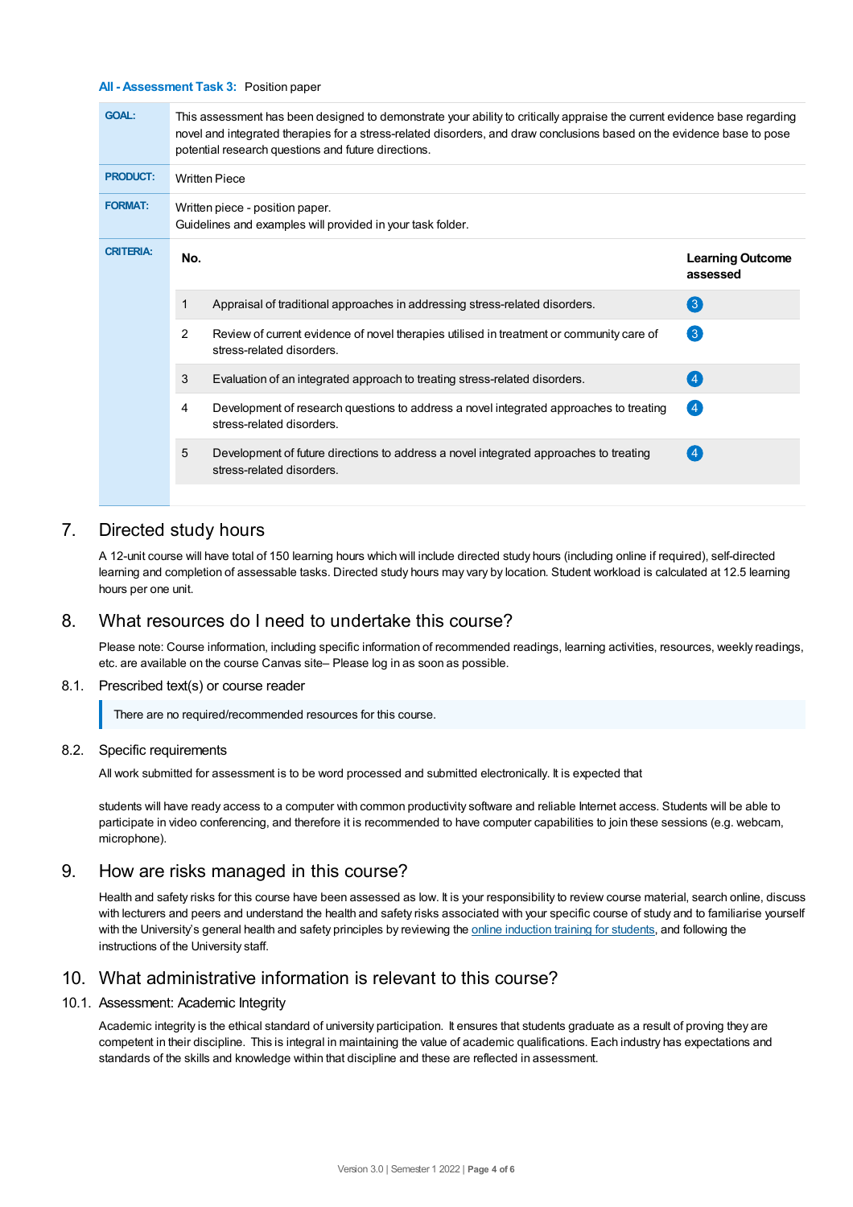**All - Assessment Task 3:** Position paper

| | |
|---|---|
| **GOAL:** | This assessment has been designed to demonstrate your ability to critically appraise the current evidence base regarding novel and integrated therapies for a stress-related disorders, and draw conclusions based on the evidence base to pose potential research questions and future directions. |
| **PRODUCT:** | Written Piece |
| **FORMAT:** | Written piece - position paper.<br>Guidelines and examples will provided in your task folder. |
| **CRITERIA:** | |

| No. | | Learning Outcome assessed |
|---|---|---|
| 1 | Appraisal of traditional approaches in addressing stress-related disorders. | 3 |
| 2 | Review of current evidence of novel therapies utilised in treatment or community care of stress-related disorders. | 3 |
| 3 | Evaluation of an integrated approach to treating stress-related disorders. | 4 |
| 4 | Development of research questions to address a novel integrated approaches to treating stress-related disorders. | 4 |
| 5 | Development of future directions to address a novel integrated approaches to treating stress-related disorders. | 4 |

## 7. Directed study hours

A 12-unit course will have total of 150 learning hours which will include directed study hours (including online if required), self-directed learning and completion of assessable tasks. Directed study hours may vary by location. Student workload is calculated at 12.5 learning hours per one unit.

## 8. What resources do I need to undertake this course?

Please note: Course information, including specific information of recommended readings, learning activities, resources, weekly readings, etc. are available on the course Canvas site– Please log in as soon as possible.

### 8.1. Prescribed text(s) or course reader

> There are no required/recommended resources for this course.

### 8.2. Specific requirements

All work submitted for assessment is to be word processed and submitted electronically. It is expected that

students will have ready access to a computer with common productivity software and reliable Internet access. Students will be able to participate in video conferencing, and therefore it is recommended to have computer capabilities to join these sessions (e.g. webcam, microphone).

## 9. How are risks managed in this course?

Health and safety risks for this course have been assessed as low. It is your responsibility to review course material, search online, discuss with lecturers and peers and understand the health and safety risks associated with your specific course of study and to familiarise yourself with the University's general health and safety principles by reviewing the online induction training for students, and following the instructions of the University staff.

## 10. What administrative information is relevant to this course?

### 10.1. Assessment: Academic Integrity

Academic integrity is the ethical standard of university participation. It ensures that students graduate as a result of proving they are competent in their discipline. This is integral in maintaining the value of academic qualifications. Each industry has expectations and standards of the skills and knowledge within that discipline and these are reflected in assessment.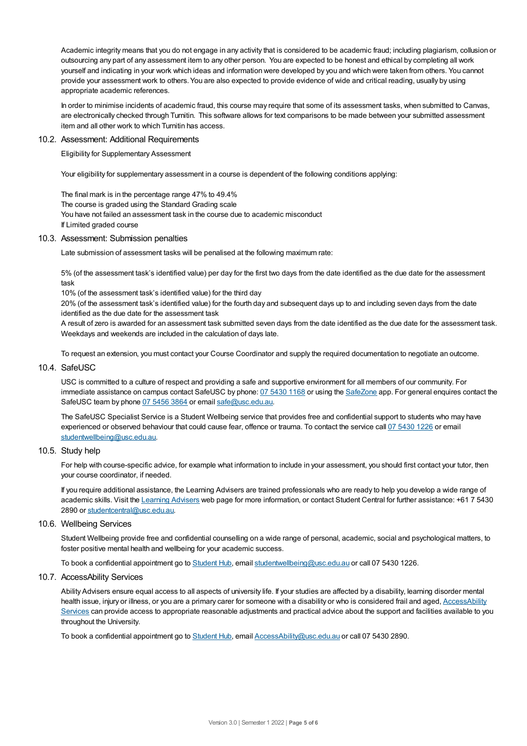Academic integrity means that you do not engage in any activity that is considered to be academic fraud; including plagiarism, collusion or outsourcing any part of any assessment item to any other person. You are expected to be honest and ethical by completing all work yourself and indicating in your work which ideas and information were developed by you and which were taken from others. You cannot provide your assessment work to others. You are also expected to provide evidence of wide and critical reading, usually by using appropriate academic references.

In order to minimise incidents of academic fraud, this course may require that some of its assessment tasks, when submitted to Canvas, are electronically checked through Turnitin. This software allows for text comparisons to be made between your submitted assessment item and all other work to which Turnitin has access.

### 10.2. Assessment: Additional Requirements

Eligibility for Supplementary Assessment

Your eligibility for supplementary assessment in a course is dependent of the following conditions applying:

The final mark is in the percentage range 47% to 49.4%
The course is graded using the Standard Grading scale
You have not failed an assessment task in the course due to academic misconduct
If Limited graded course

### 10.3. Assessment: Submission penalties

Late submission of assessment tasks will be penalised at the following maximum rate:

5% (of the assessment task's identified value) per day for the first two days from the date identified as the due date for the assessment task
10% (of the assessment task's identified value) for the third day
20% (of the assessment task's identified value) for the fourth day and subsequent days up to and including seven days from the date identified as the due date for the assessment task
A result of zero is awarded for an assessment task submitted seven days from the date identified as the due date for the assessment task. Weekdays and weekends are included in the calculation of days late.

To request an extension, you must contact your Course Coordinator and supply the required documentation to negotiate an outcome.

### 10.4. SafeUSC

USC is committed to a culture of respect and providing a safe and supportive environment for all members of our community. For immediate assistance on campus contact SafeUSC by phone: 07 5430 1168 or using the SafeZone app. For general enquires contact the SafeUSC team by phone 07 5456 3864 or email safe@usc.edu.au.

The SafeUSC Specialist Service is a Student Wellbeing service that provides free and confidential support to students who may have experienced or observed behaviour that could cause fear, offence or trauma. To contact the service call 07 5430 1226 or email studentwellbeing@usc.edu.au.

### 10.5. Study help

For help with course-specific advice, for example what information to include in your assessment, you should first contact your tutor, then your course coordinator, if needed.

If you require additional assistance, the Learning Advisers are trained professionals who are ready to help you develop a wide range of academic skills. Visit the Learning Advisers web page for more information, or contact Student Central for further assistance: +61 7 5430 2890 or studentcentral@usc.edu.au.

### 10.6. Wellbeing Services

Student Wellbeing provide free and confidential counselling on a wide range of personal, academic, social and psychological matters, to foster positive mental health and wellbeing for your academic success.

To book a confidential appointment go to Student Hub, email studentwellbeing@usc.edu.au or call 07 5430 1226.

### 10.7. AccessAbility Services

Ability Advisers ensure equal access to all aspects of university life. If your studies are affected by a disability, learning disorder mental health issue, injury or illness, or you are a primary carer for someone with a disability or who is considered frail and aged, AccessAbility Services can provide access to appropriate reasonable adjustments and practical advice about the support and facilities available to you throughout the University.

To book a confidential appointment go to Student Hub, email AccessAbility@usc.edu.au or call 07 5430 2890.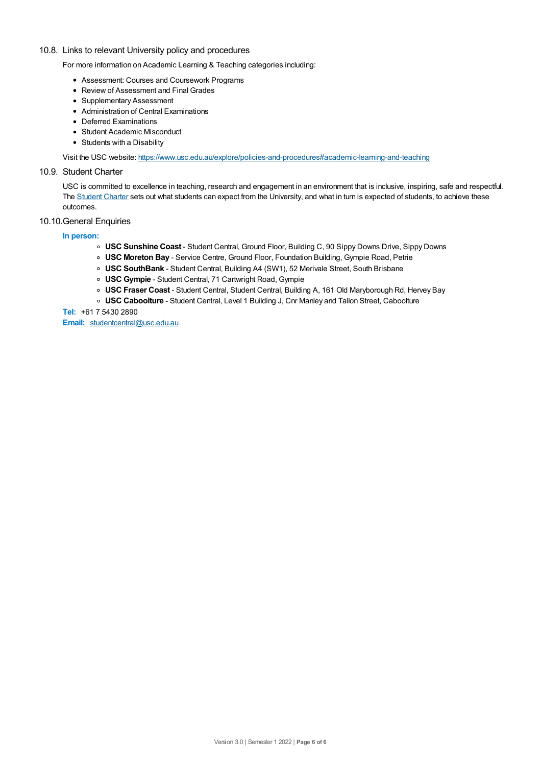### 10.8. Links to relevant University policy and procedures

For more information on Academic Learning & Teaching categories including:

- Assessment: Courses and Coursework Programs
- Review of Assessment and Final Grades
- Supplementary Assessment
- Administration of Central Examinations
- Deferred Examinations
- Student Academic Misconduct
- Students with a Disability

Visit the USC website: https://www.usc.edu.au/explore/policies-and-procedures#academic-learning-and-teaching

### 10.9. Student Charter

USC is committed to excellence in teaching, research and engagement in an environment that is inclusive, inspiring, safe and respectful. The Student Charter sets out what students can expect from the University, and what in turn is expected of students, to achieve these outcomes.

### 10.10. General Enquiries

**In person:**

- **USC Sunshine Coast** - Student Central, Ground Floor, Building C, 90 Sippy Downs Drive, Sippy Downs
- **USC Moreton Bay** - Service Centre, Ground Floor, Foundation Building, Gympie Road, Petrie
- **USC SouthBank** - Student Central, Building A4 (SW1), 52 Merivale Street, South Brisbane
- **USC Gympie** - Student Central, 71 Cartwright Road, Gympie
- **USC Fraser Coast** - Student Central, Student Central, Building A, 161 Old Maryborough Rd, Hervey Bay
- **USC Caboolture** - Student Central, Level 1 Building J, Cnr Manley and Tallon Street, Caboolture

**Tel:** +61 7 5430 2890

**Email:** studentcentral@usc.edu.au